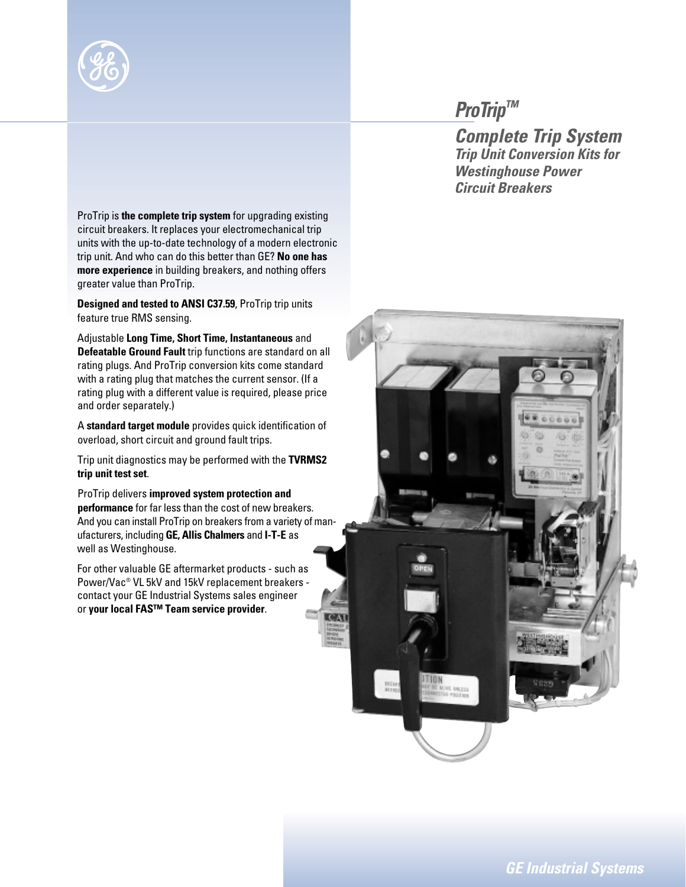# ProTrip™

## Complete Trip System

### Trip Unit Conversion Kits for Westinghouse Power Circuit Breakers

ProTrip is **the complete trip system** for upgrading existing circuit breakers. It replaces your electromechanical trip units with the up-to-date technology of a modern electronic trip unit. And who can do this better than GE? **No one has more experience** in building breakers, and nothing offers greater value than ProTrip.

**Designed and tested to ANSI C37.59**, ProTrip trip units feature true RMS sensing.

Adjustable **Long Time, Short Time, Instantaneous** and **Defeatable Ground Fault** trip functions are standard on all rating plugs. And ProTrip conversion kits come standard with a rating plug that matches the current sensor. (If a rating plug with a different value is required, please price and order separately.)

A **standard target module** provides quick identification of overload, short circuit and ground fault trips.

Trip unit diagnostics may be performed with the **TVRMS2 trip unit test set**.

ProTrip delivers **improved system protection and performance** for far less than the cost of new breakers. And you can install ProTrip on breakers from a variety of manufacturers, including **GE, Allis Chalmers** and **I-T-E** as well as Westinghouse.

For other valuable GE aftermarket products - such as Power/Vac® VL 5kV and 15kV replacement breakers - contact your GE Industrial Systems sales engineer or **your local FAS™ Team service provider**.

GE Industrial Systems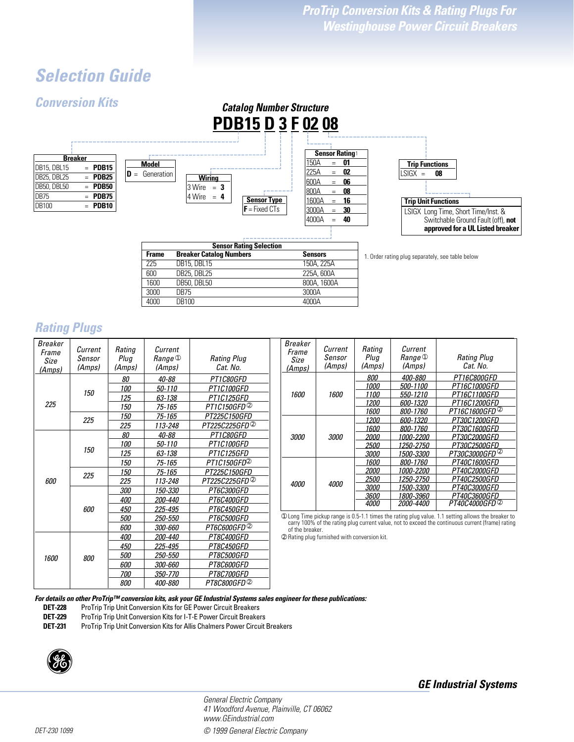# Selection Guide

## Conversion Kits

### Catalog Number Structure

**PDB15 D 3 F 02 08**

| Breaker | | |
|---|---|---|
| DB15, DBL15 | = | **PDB15** |
| DB25, DBL25 | = | **PDB25** |
| DB50, DBL50 | = | **PDB50** |
| DB75 | = | **PDB75** |
| DB100 | = | **PDB10** |

| Model |
|---|
| **D** = Generation |

| Wiring | | |
|---|---|---|
| 3 Wire | = | **3** |
| 4 Wire | = | **4** |

| Sensor Type |
|---|
| **F** = Fixed CTs |

| Sensor Rating[1] | | |
|---|---|---|
| 150A | = | **01** |
| 225A | = | **02** |
| 600A | = | **06** |
| 800A | = | **08** |
| 1600A | = | **16** |
| 3000A | = | **30** |
| 4000A | = | **40** |

| Trip Functions | | |
|---|---|---|
| LSIGX | = | **08** |

| Trip Unit Functions |
|---|
| LSIGX Long Time, Short Time/Inst. & Switchable Ground Fault (off), **not approved for a UL Listed breaker** |

| Sensor Rating Selection | | |
|---|---|---|
| **Frame** | **Breaker Catalog Numbers** | **Sensors** |
| 225 | DB15, DBL15 | 150A, 225A |
| 600 | DB25, DBL25 | 225A, 600A |
| 1600 | DB50, DBL50 | 800A, 1600A |
| 3000 | DB75 | 3000A |
| 4000 | DB100 | 4000A |

1. Order rating plug separately, see table below

## Rating Plugs

| Breaker Frame Size (Amps) | Current Sensor (Amps) | Rating Plug (Amps) | Current Range① (Amps) | Rating Plug Cat. No. |
|---|---|---|---|---|
| 225 | 150 | 80 | 40-88 | PT1C80GFD |
| | | 100 | 50-110 | PT1C100GFD |
| | | 125 | 63-138 | PT1C125GFD |
| | | 150 | 75-165 | PT1C150GFD② |
| | 225 | 150 | 75-165 | PT225C150GFD |
| | | 225 | 113-248 | PT225C225GFD② |
| 600 | 150 | 80 | 40-88 | PT1C80GFD |
| | | 100 | 50-110 | PT1C100GFD |
| | | 125 | 63-138 | PT1C125GFD |
| | | 150 | 75-165 | PT1C150GFD② |
| | 225 | 150 | 75-165 | PT225C150GFD |
| | | 225 | 113-248 | PT225C225GFD② |
| | 600 | 300 | 150-330 | PT6C300GFD |
| | | 400 | 200-440 | PT6C400GFD |
| | | 450 | 225-495 | PT6C450GFD |
| | | 500 | 250-550 | PT6C500GFD |
| | | 600 | 300-660 | PT6C600GFD② |
| 1600 | 800 | 400 | 200-440 | PT8C400GFD |
| | | 450 | 225-495 | PT8C450GFD |
| | | 500 | 250-550 | PT8C500GFD |
| | | 600 | 300-660 | PT8C600GFD |
| | | 700 | 350-770 | PT8C700GFD |
| | | 800 | 400-880 | PT8C800GFD② |

| Breaker Frame Size (Amps) | Current Sensor (Amps) | Rating Plug (Amps) | Current Range① (Amps) | Rating Plug Cat. No. |
|---|---|---|---|---|
| 1600 | 1600 | 800 | 400-880 | PT16C800GFD |
| | | 1000 | 500-1100 | PT16C1000GFD |
| | | 1100 | 550-1210 | PT16C1100GFD |
| | | 1200 | 600-1320 | PT16C1200GFD |
| | | 1600 | 800-1760 | PT16C1600GFD② |
| 3000 | 3000 | 1200 | 600-1320 | PT30C1200GFD |
| | | 1600 | 800-1760 | PT30C1600GFD |
| | | 2000 | 1000-2200 | PT30C2000GFD |
| | | 2500 | 1250-2750 | PT30C2500GFD |
| | | 3000 | 1500-3300 | PT30C3000GFD② |
| 4000 | 4000 | 1600 | 800-1760 | PT40C1600GFD |
| | | 2000 | 1000-2200 | PT40C2000GFD |
| | | 2500 | 1250-2750 | PT40C2500GFD |
| | | 3000 | 1500-3300 | PT40C3000GFD |
| | | 3600 | 1800-3960 | PT40C3600GFD |
| | | 4000 | 2000-4400 | PT40C4000GFD② |

① Long Time pickup range is 0.5-1.1 times the rating plug value. 1.1 setting allows the breaker to carry 100% of the rating plug current value, not to exceed the continuous current (frame) rating of the breaker.

② Rating plug furnished with conversion kit.

***For details on other ProTrip™ conversion kits, ask your GE Industrial Systems sales engineer for these publications:***

**DET-228** ProTrip Trip Unit Conversion Kits for GE Power Circuit Breakers

**DET-229** ProTrip Trip Unit Conversion Kits for I-T-E Power Circuit Breakers

**DET-231** ProTrip Trip Unit Conversion Kits for Allis Chalmers Power Circuit Breakers

**GE Industrial Systems**

*General Electric Company*
*41 Woodford Avenue, Plainville, CT 06062*
*www.GEindustrial.com*

*DET-230 1099*

*© 1999 General Electric Company*